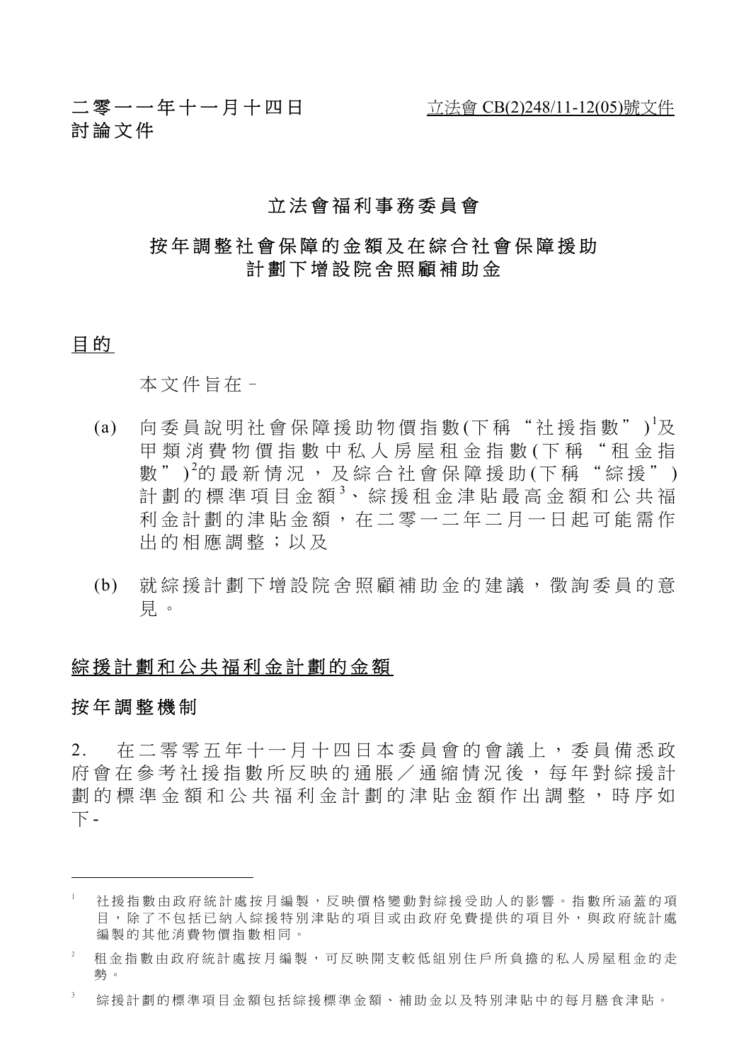二零一一年十一月十四日
討論文件

立法會 CB(2)248/11-12(05)號文件

## 立法會福利事務委員會

## 按年調整社會保障的金額及在綜合社會保障援助計劃下增設院舍照顧補助金

### 目的

本文件旨在–

(a) 向委員說明社會保障援助物價指數(下稱“社援指數”)[1]及甲類消費物價指數中私人房屋租金指數(下稱“租金指數”)[2]的最新情況，及綜合社會保障援助(下稱“綜援”)計劃的標準項目金額[3]、綜援租金津貼最高金額和公共福利金計劃的津貼金額，在二零一二年二月一日起可能需作出的相應調整；以及

(b) 就綜援計劃下增設院舍照顧補助金的建議，徵詢委員的意見。

### 綜援計劃和公共福利金計劃的金額

#### 按年調整機制

2. 在二零零五年十一月十四日本委員會的會議上，委員備悉政府會在參考社援指數所反映的通脹／通縮情況後，每年對綜援計劃的標準金額和公共福利金計劃的津貼金額作出調整，時序如下-

---

[1] 社援指數由政府統計處按月編製，反映價格變動對綜援受助人的影響。指數所涵蓋的項目，除了不包括已納入綜援特別津貼的項目或由政府免費提供的項目外，與政府統計處編製的其他消費物價指數相同。

[2] 租金指數由政府統計處按月編製，可反映開支較低組別住戶所負擔的私人房屋租金的走勢。

[3] 綜援計劃的標準項目金額包括綜援標準金額、補助金以及特別津貼中的每月膳食津貼。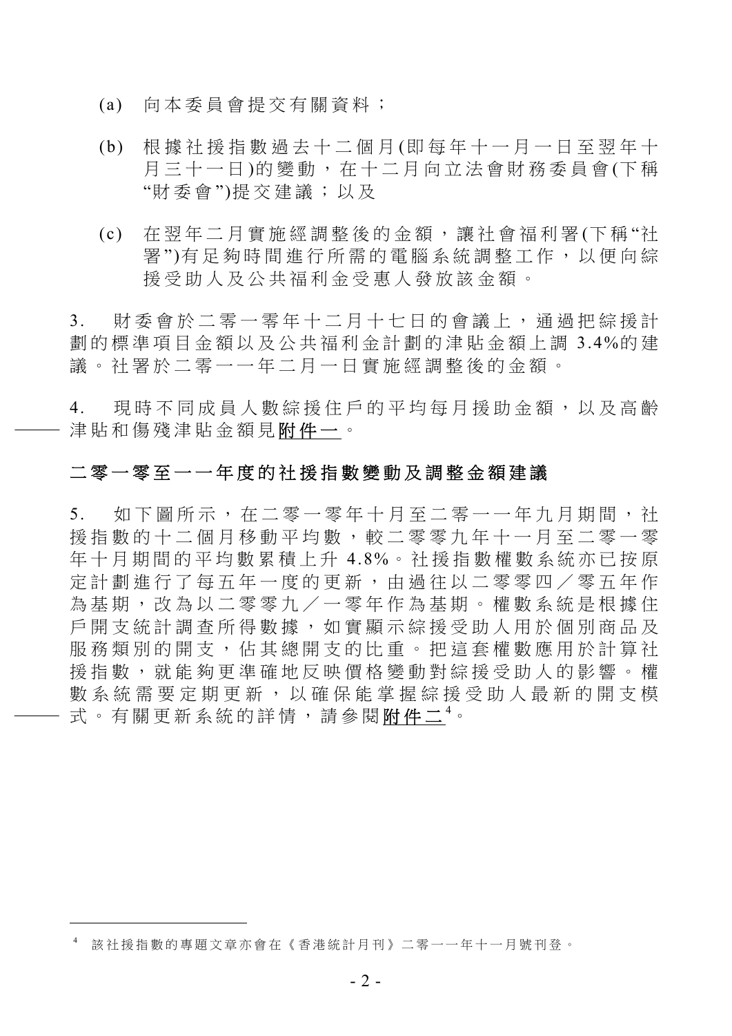(a) 向本委員會提交有關資料；

(b) 根據社援指數過去十二個月(即每年十一月一日至翌年十月三十一日)的變動，在十二月向立法會財務委員會(下稱"財委會")提交建議；以及

(c) 在翌年二月實施經調整後的金額，讓社會福利署(下稱"社署")有足夠時間進行所需的電腦系統調整工作，以便向綜援受助人及公共福利金受惠人發放該金額。

3. 財委會於二零一零年十二月十七日的會議上，通過把綜援計劃的標準項目金額以及公共福利金計劃的津貼金額上調 3.4%的建議。社署於二零一一年二月一日實施經調整後的金額。

4. 現時不同成員人數綜援住戶的平均每月援助金額，以及高齡津貼和傷殘津貼金額見<u>附件一</u>。

## 二零一零至一一年度的社援指數變動及調整金額建議

5. 如下圖所示，在二零一零年十月至二零一一年九月期間，社援指數的十二個月移動平均數，較二零零九年十一月至二零一零年十月期間的平均數累積上升 4.8%。社援指數權數系統亦已按原定計劃進行了每五年一度的更新，由過往以二零零四／零五年作為基期，改為以二零零九／一零年作為基期。權數系統是根據住戶開支統計調查所得數據，如實顯示綜援受助人用於個別商品及服務類別的開支，佔其總開支的比重。把這套權數應用於計算社援指數，就能夠更準確地反映價格變動對綜援受助人的影響。權數系統需要定期更新，以確保能掌握綜援受助人最新的開支模式。有關更新系統的詳情，請參閱<u>附件二</u>[4]。

[4] 該社援指數的專題文章亦會在《香港統計月刊》二零一一年十一月號刊登。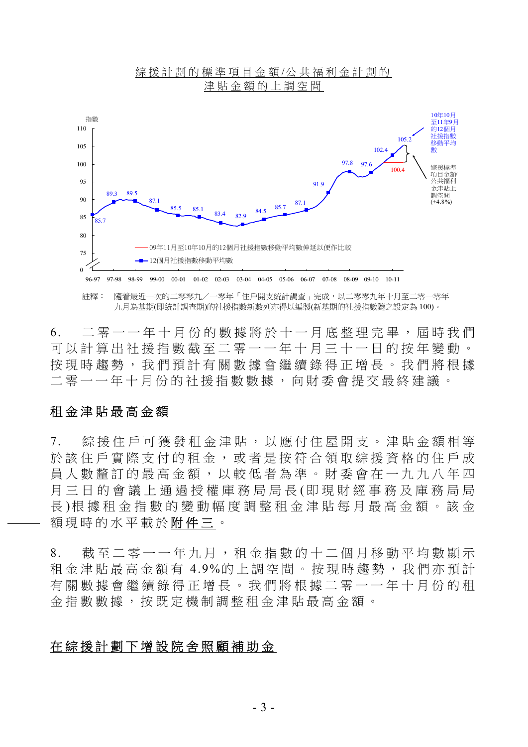綜援計劃的標準項目金額/公共福利金計劃的津貼金額的上調空間

指數

10年10月至11年9月的12個月社援指數移動平均數

綜援標準項目金額/公共福利金津貼上調空間 (+4.8%)

——09年11月至10年10月的12個月社援指數移動平均數伸延以便作比較

—■—12個月社援指數移動平均數

註釋： 隨着最近一次的二零零九／一零年「住戶開支統計調查」完成，以二零零九年十月至二零一零年九月為基期(即統計調查期)的社援指數新數列亦得以編製(新基期的社援指數隨之設定為 100)。

6. 二零一一年十月份的數據將於十一月底整理完畢，屆時我們可以計算出社援指數截至二零一一年十月三十一日的按年變動。按現時趨勢，我們預計有關數據會繼續錄得正增長。我們將根據二零一一年十月份的社援指數數據，向財委會提交最終建議。

## 租金津貼最高金額

7. 綜援住戶可獲發租金津貼，以應付住屋開支。津貼金額相等於該住戶實際支付的租金，或者是按符合領取綜援資格的住戶成員人數釐訂的最高金額，以較低者為準。財委會在一九九八年四月三日的會議上通過授權庫務局局長(即現財經事務及庫務局局長)根據租金指數的變動幅度調整租金津貼每月最高金額。該金額現時的水平載於附件三。

8. 截至二零一一年九月，租金指數的十二個月移動平均數顯示租金津貼最高金額有 4.9%的上調空間。按現時趨勢，我們亦預計有關數據會繼續錄得正增長。我們將根據二零一一年十月份的租金指數數據，按既定機制調整租金津貼最高金額。

## 在綜援計劃下增設院舍照顧補助金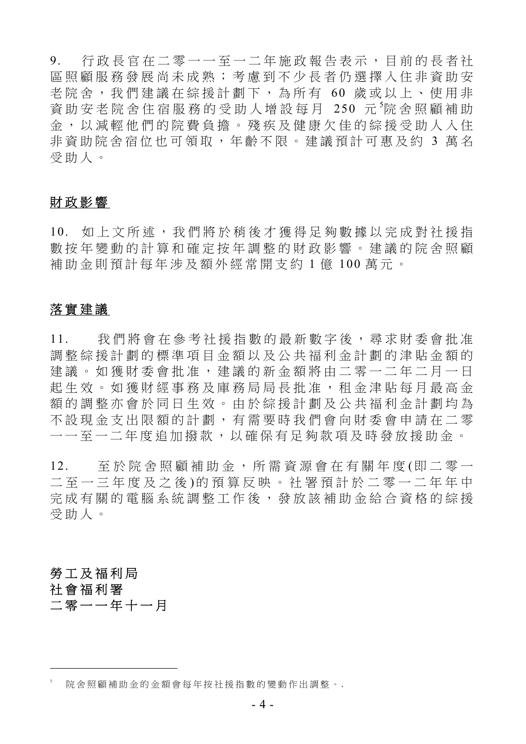9. 行政長官在二零一一至一二年施政報告表示，目前的長者社區照顧服務發展尚未成熟；考慮到不少長者仍選擇入住非資助安老院舍，我們建議在綜援計劃下，為所有 60 歲或以上、使用非資助安老院舍住宿服務的受助人增設每月 250 元[5]院舍照顧補助金，以減輕他們的院費負擔。殘疾及健康欠佳的綜援受助人入住非資助院舍宿位也可領取，年齡不限。建議預計可惠及約 3 萬名受助人。

## 財政影響

10. 如上文所述，我們將於稍後才獲得足夠數據以完成對社援指數按年變動的計算和確定按年調整的財政影響。建議的院舍照顧補助金則預計每年涉及額外經常開支約 1 億 100 萬元。

## 落實建議

11. 我們將會在參考社援指數的最新數字後，尋求財委會批准調整綜援計劃的標準項目金額以及公共福利金計劃的津貼金額的建議。如獲財委會批准，建議的新金額將由二零一二年二月一日起生效。如獲財經事務及庫務局局長批准，租金津貼每月最高金額的調整亦會於同日生效。由於綜援計劃及公共福利金計劃均為不設現金支出限額的計劃，有需要時我們會向財委會申請在二零一一至一二年度追加撥款，以確保有足夠款項及時發放援助金。

12. 至於院舍照顧補助金，所需資源會在有關年度(即二零一二至一三年度及之後)的預算反映。社署預計於二零一二年年中完成有關的電腦系統調整工作後，發放該補助金給合資格的綜援受助人。

**勞工及福利局**
**社會福利署**
**二零一一年十一月**

---

[5] 院舍照顧補助金的金額會每年按社援指數的變動作出調整。.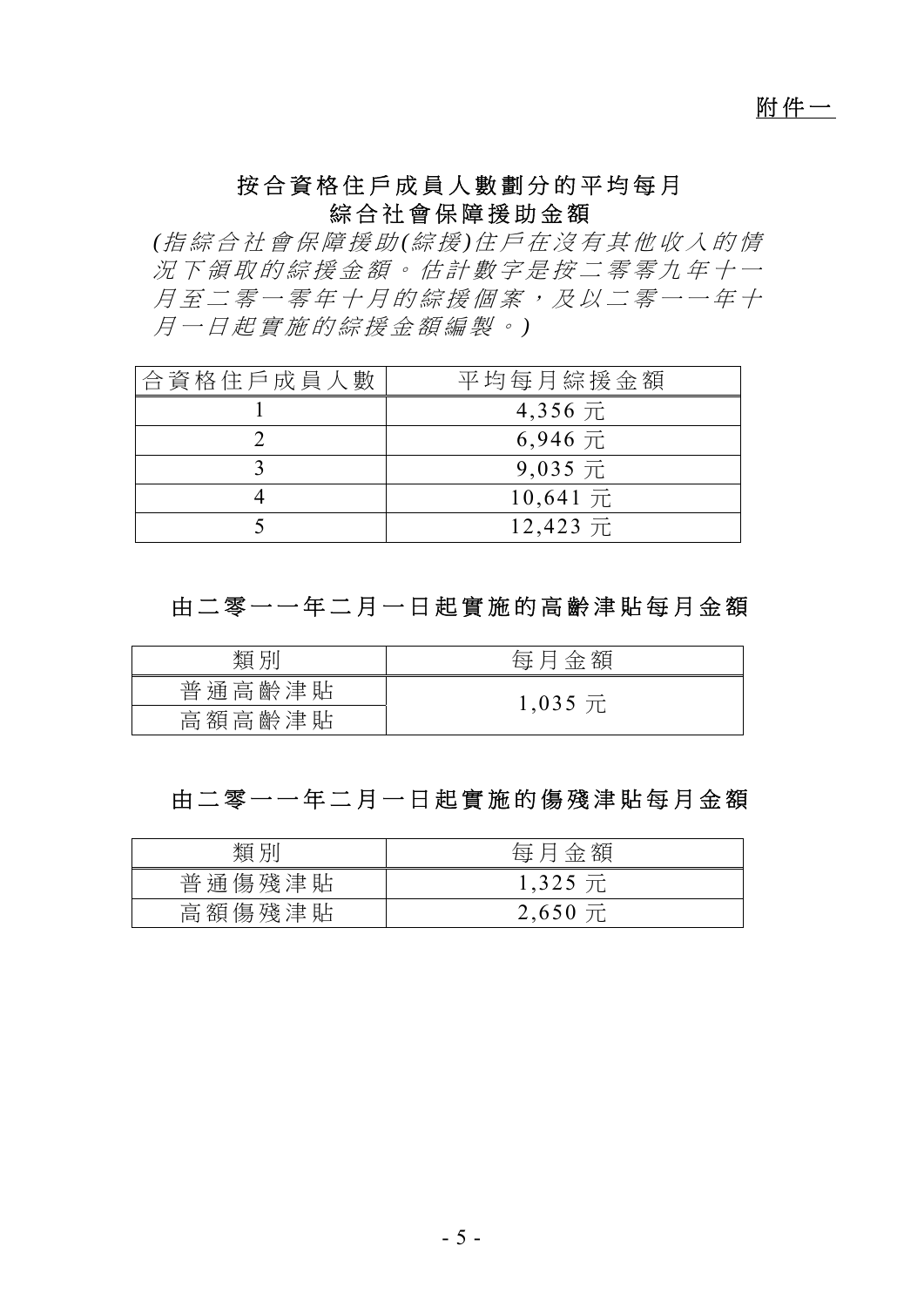附件一

## 按合資格住戶成員人數劃分的平均每月綜合社會保障援助金額

*(指綜合社會保障援助(綜援)住戶在沒有其他收入的情況下領取的綜援金額。估計數字是按二零零九年十一月至二零一零年十月的綜援個案，及以二零一一年十月一日起實施的綜援金額編製。)*

| 合資格住戶成員人數 | 平均每月綜援金額 |
|---|---|
| 1 | 4,356 元 |
| 2 | 6,946 元 |
| 3 | 9,035 元 |
| 4 | 10,641 元 |
| 5 | 12,423 元 |

## 由二零一一年二月一日起實施的高齡津貼每月金額

| 類別 | 每月金額 |
|---|---|
| 普通高齡津貼 | 1,035 元 |
| 高額高齡津貼 | |

## 由二零一一年二月一日起實施的傷殘津貼每月金額

| 類別 | 每月金額 |
|---|---|
| 普通傷殘津貼 | 1,325 元 |
| 高額傷殘津貼 | 2,650 元 |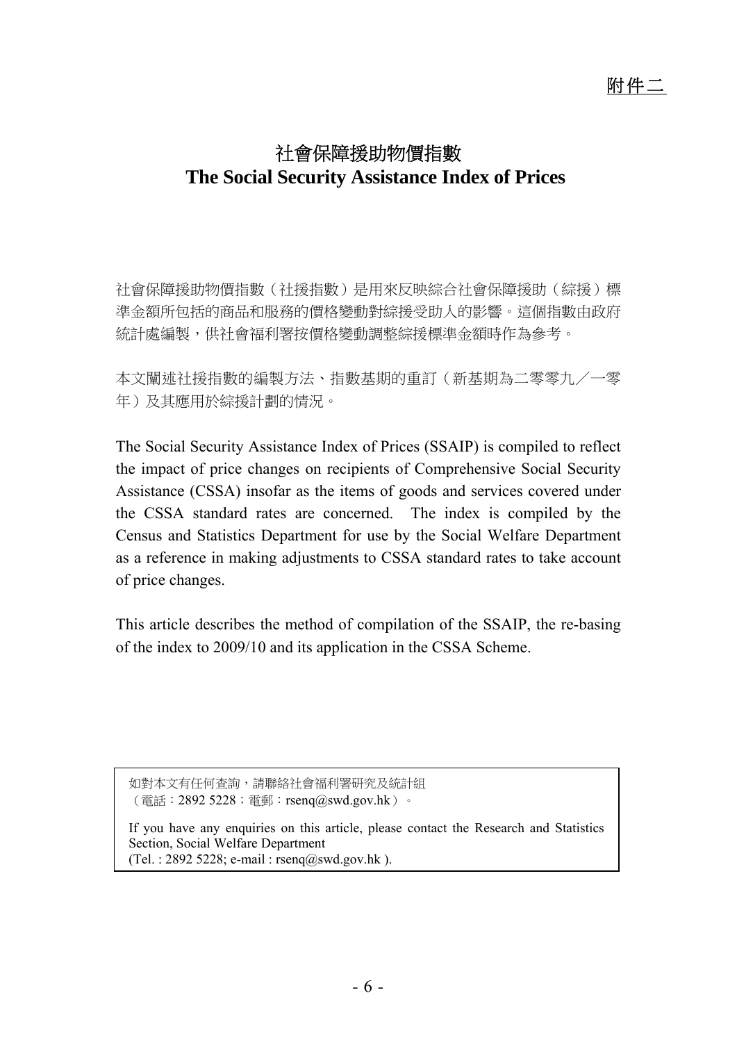附件二

# 社會保障援助物價指數
# The Social Security Assistance Index of Prices

社會保障援助物價指數（社援指數）是用來反映綜合社會保障援助（綜援）標準金額所包括的商品和服務的價格變動對綜援受助人的影響。這個指數由政府統計處編製，供社會福利署按價格變動調整綜援標準金額時作為參考。

本文闡述社援指數的編製方法、指數基期的重訂（新基期為二零零九／一零年）及其應用於綜援計劃的情況。

The Social Security Assistance Index of Prices (SSAIP) is compiled to reflect the impact of price changes on recipients of Comprehensive Social Security Assistance (CSSA) insofar as the items of goods and services covered under the CSSA standard rates are concerned. The index is compiled by the Census and Statistics Department for use by the Social Welfare Department as a reference in making adjustments to CSSA standard rates to take account of price changes.

This article describes the method of compilation of the SSAIP, the re-basing of the index to 2009/10 and its application in the CSSA Scheme.

如對本文有任何查詢，請聯絡社會福利署研究及統計組
（電話：2892 5228；電郵：rsenq@swd.gov.hk）。

If you have any enquiries on this article, please contact the Research and Statistics Section, Social Welfare Department
(Tel. : 2892 5228; e-mail : rsenq@swd.gov.hk ).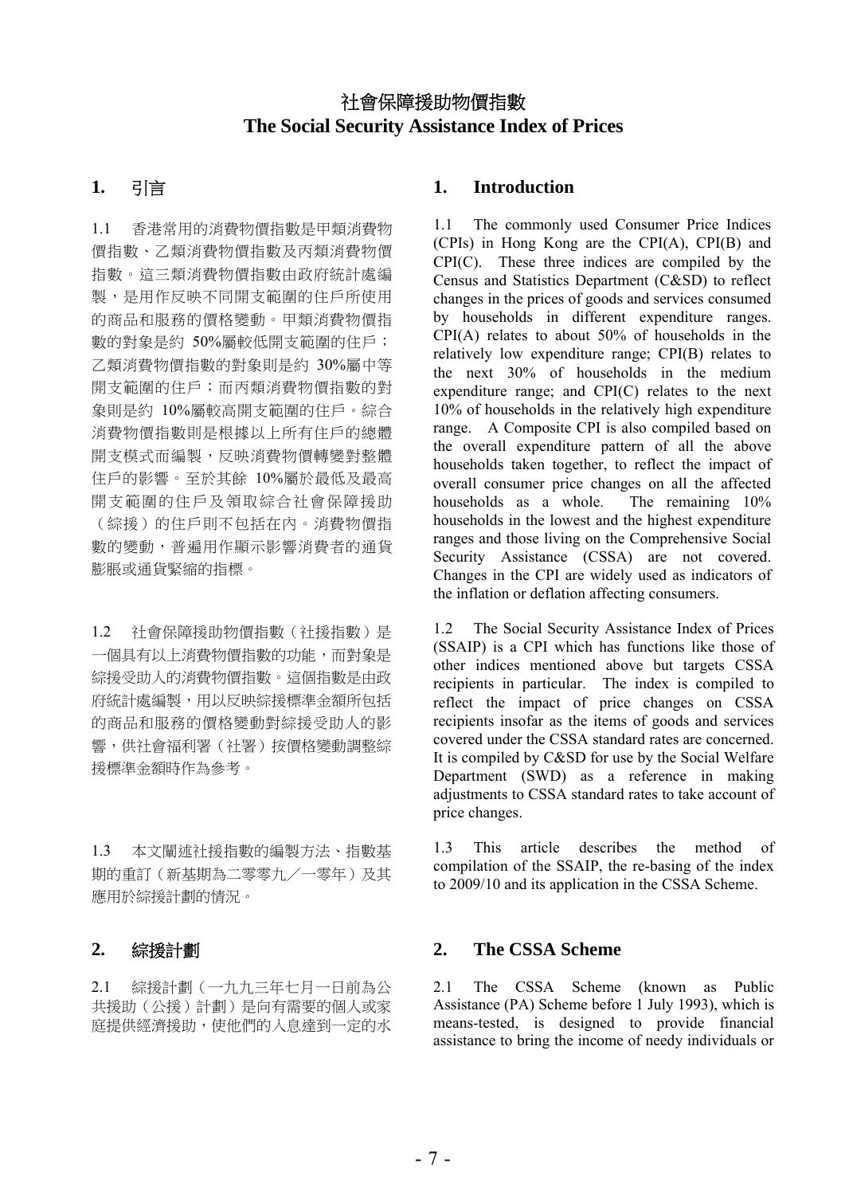# 社會保障援助物價指數
# The Social Security Assistance Index of Prices

## 1. 引言

1.1 香港常用的消費物價指數是甲類消費物價指數、乙類消費物價指數及丙類消費物價指數。這三類消費物價指數由政府統計處編製，是用作反映不同開支範圍的住戶所使用的商品和服務的價格變動。甲類消費物價指數的對象是約 50%屬較低開支範圍的住戶；乙類消費物價指數的對象則是約 30%屬中等開支範圍的住戶；而丙類消費物價指數的對象則是約 10%屬較高開支範圍的住戶。綜合消費物價指數則是根據以上所有住戶的總體開支模式而編製，反映消費物價轉變對整體住戶的影響。至於其餘 10%屬於最低及最高開支範圍的住戶及領取綜合社會保障援助（綜援）的住戶則不包括在內。消費物價指數的變動，普遍用作顯示影響消費者的通貨膨脹或通貨緊縮的指標。

1.2 社會保障援助物價指數（社援指數）是一個具有以上消費物價指數的功能，而對象是綜援受助人的消費物價指數。這個指數是由政府統計處編製，用以反映綜援標準金額所包括的商品和服務的價格變動對綜援受助人的影響，供社會福利署（社署）按價格變動調整綜援標準金額時作為參考。

1.3 本文闡述社援指數的編製方法、指數基期的重訂（新基期為二零零九／一零年）及其應用於綜援計劃的情況。

## 2. 綜援計劃

2.1 綜援計劃（一九九三年七月一日前為公共援助（公援）計劃）是向有需要的個人或家庭提供經濟援助，使他們的入息達到一定的水

## 1. Introduction

1.1 The commonly used Consumer Price Indices (CPIs) in Hong Kong are the CPI(A), CPI(B) and CPI(C). These three indices are compiled by the Census and Statistics Department (C&SD) to reflect changes in the prices of goods and services consumed by households in different expenditure ranges. CPI(A) relates to about 50% of households in the relatively low expenditure range; CPI(B) relates to the next 30% of households in the medium expenditure range; and CPI(C) relates to the next 10% of households in the relatively high expenditure range. A Composite CPI is also compiled based on the overall expenditure pattern of all the above households taken together, to reflect the impact of overall consumer price changes on all the affected households as a whole. The remaining 10% households in the lowest and the highest expenditure ranges and those living on the Comprehensive Social Security Assistance (CSSA) are not covered. Changes in the CPI are widely used as indicators of the inflation or deflation affecting consumers.

1.2 The Social Security Assistance Index of Prices (SSAIP) is a CPI which has functions like those of other indices mentioned above but targets CSSA recipients in particular. The index is compiled to reflect the impact of price changes on CSSA recipients insofar as the items of goods and services covered under the CSSA standard rates are concerned. It is compiled by C&SD for use by the Social Welfare Department (SWD) as a reference in making adjustments to CSSA standard rates to take account of price changes.

1.3 This article describes the method of compilation of the SSAIP, the re-basing of the index to 2009/10 and its application in the CSSA Scheme.

## 2. The CSSA Scheme

2.1 The CSSA Scheme (known as Public Assistance (PA) Scheme before 1 July 1993), which is means-tested, is designed to provide financial assistance to bring the income of needy individuals or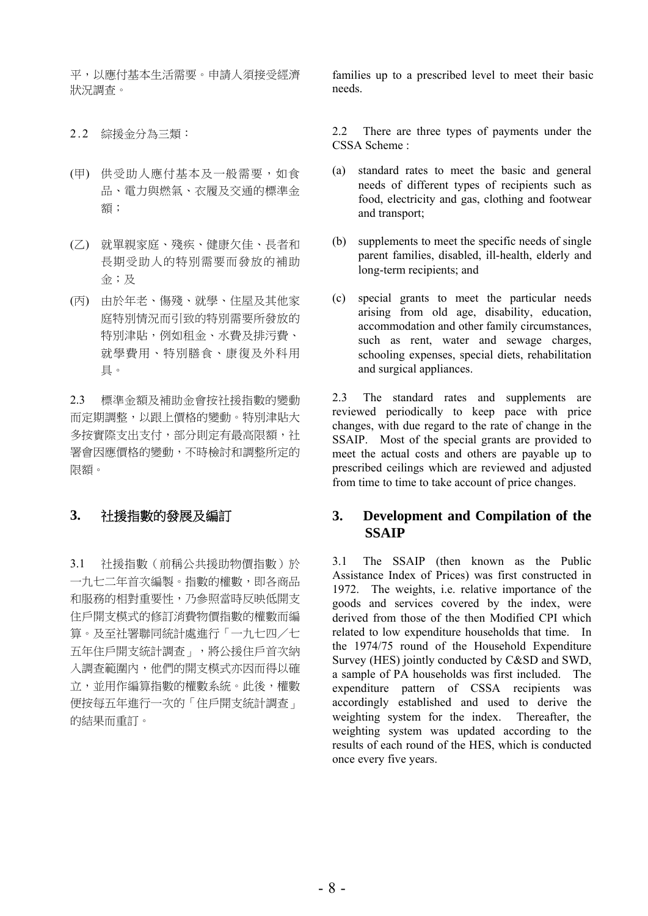平，以應付基本生活需要。申請人須接受經濟狀況調查。

2.2 綜援金分為三類：

(甲) 供受助人應付基本及一般需要，如食品、電力與燃氣、衣履及交通的標準金額；

(乙) 就單親家庭、殘疾、健康欠佳、長者和長期受助人的特別需要而發放的補助金；及

(丙) 由於年老、傷殘、就學、住屋及其他家庭特別情況而引致的特別需要所發放的特別津貼，例如租金、水費及排污費、就學費用、特別膳食、康復及外科用具。

2.3 標準金額及補助金會按社援指數的變動而定期調整，以跟上價格的變動。特別津貼大多按實際支出支付，部分則定有最高限額，社署會因應價格的變動，不時檢討和調整所定的限額。

## 3. 社援指數的發展及編訂

3.1 社援指數（前稱公共援助物價指數）於一九七二年首次編製。指數的權數，即各商品和服務的相對重要性，乃參照當時反映低開支住戶開支模式的修訂消費物價指數的權數而編算。及至社署聯同統計處進行「一九七四／七五年住戶開支統計調查」，將公援住戶首次納入調查範圍內，他們的開支模式亦因而得以確立，並用作編算指數的權數系統。此後，權數便按每五年進行一次的「住戶開支統計調查」的結果而重訂。

families up to a prescribed level to meet their basic needs.

2.2 There are three types of payments under the CSSA Scheme :

(a) standard rates to meet the basic and general needs of different types of recipients such as food, electricity and gas, clothing and footwear and transport;

(b) supplements to meet the specific needs of single parent families, disabled, ill-health, elderly and long-term recipients; and

(c) special grants to meet the particular needs arising from old age, disability, education, accommodation and other family circumstances, such as rent, water and sewage charges, schooling expenses, special diets, rehabilitation and surgical appliances.

2.3 The standard rates and supplements are reviewed periodically to keep pace with price changes, with due regard to the rate of change in the SSAIP. Most of the special grants are provided to meet the actual costs and others are payable up to prescribed ceilings which are reviewed and adjusted from time to time to take account of price changes.

## 3. Development and Compilation of the SSAIP

3.1 The SSAIP (then known as the Public Assistance Index of Prices) was first constructed in 1972. The weights, i.e. relative importance of the goods and services covered by the index, were derived from those of the then Modified CPI which related to low expenditure households that time. In the 1974/75 round of the Household Expenditure Survey (HES) jointly conducted by C&SD and SWD, a sample of PA households was first included. The expenditure pattern of CSSA recipients was accordingly established and used to derive the weighting system for the index. Thereafter, the weighting system was updated according to the results of each round of the HES, which is conducted once every five years.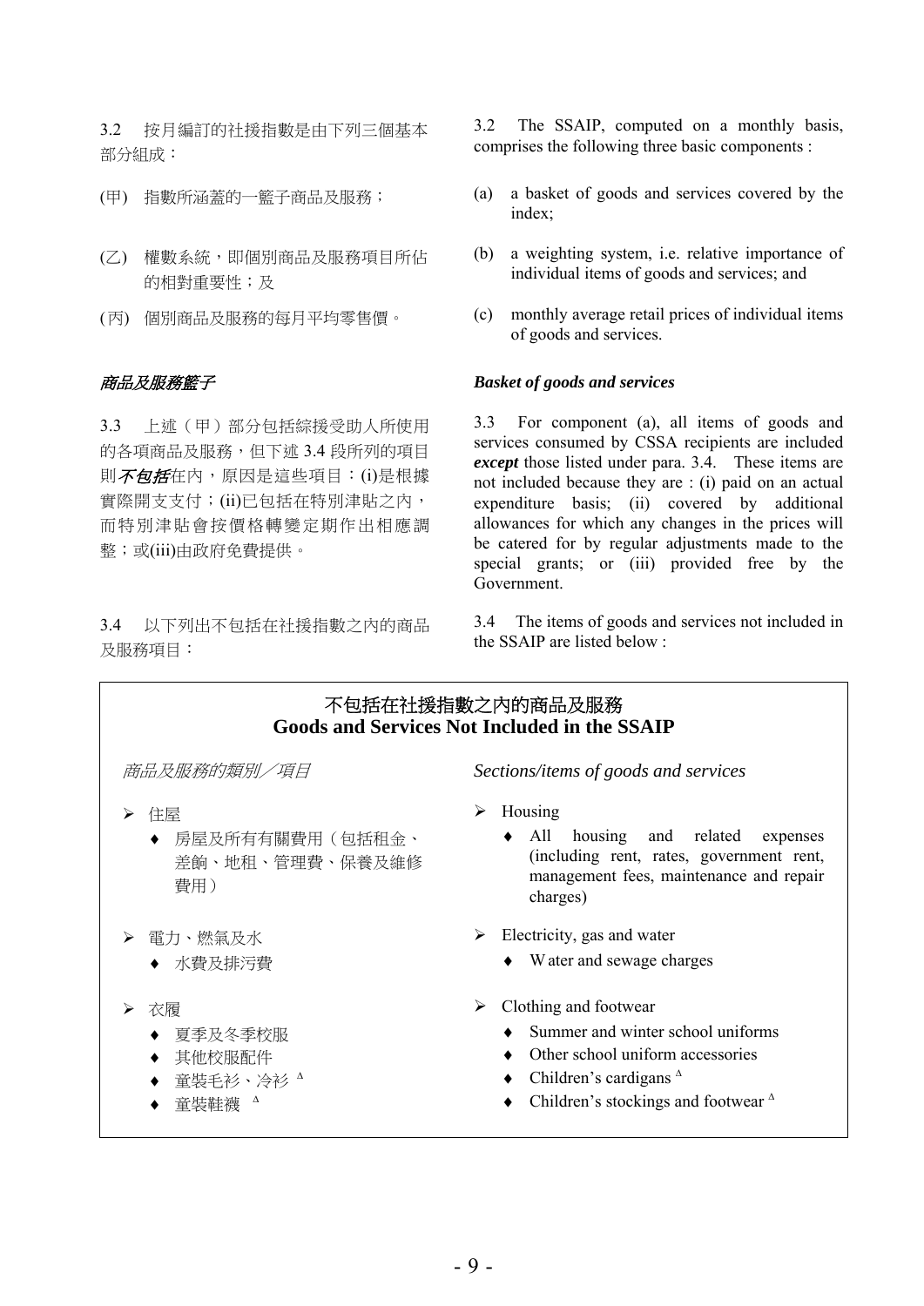3.2　按月編訂的社援指數是由下列三個基本部分組成：

(甲)　指數所涵蓋的一籃子商品及服務；

(乙)　權數系統，即個別商品及服務項目所佔的相對重要性；及

(丙)　個別商品及服務的每月平均零售價。

3.2　The SSAIP, computed on a monthly basis, comprises the following three basic components :

(a)　a basket of goods and services covered by the index;

(b)　a weighting system, i.e. relative importance of individual items of goods and services; and

(c)　monthly average retail prices of individual items of goods and services.

### *商品及服務籃子*

### *Basket of goods and services*

3.3　上述（甲）部分包括綜援受助人所使用的各項商品及服務，但下述 3.4 段所列的項目則***不包括***在內，原因是這些項目：(i)是根據實際開支支付；(ii)已包括在特別津貼之內，而特別津貼會按價格轉變定期作出相應調整；或(iii)由政府免費提供。

3.3　For component (a), all items of goods and services consumed by CSSA recipients are included ***except*** those listed under para. 3.4.　These items are not included because they are : (i) paid on an actual expenditure basis; (ii) covered by additional allowances for which any changes in the prices will be catered for by regular adjustments made to the special grants; or (iii) provided free by the Government.

3.4　以下列出不包括在社援指數之內的商品及服務項目：

3.4　The items of goods and services not included in the SSAIP are listed below :

## 不包括在社援指數之內的商品及服務
## Goods and Services Not Included in the SSAIP

*商品及服務的類別／項目*

- 住屋
  - 房屋及所有有關費用（包括租金、差餉、地租、管理費、保養及維修費用）
- 電力、燃氣及水
  - 水費及排污費
- 衣履
  - 夏季及冬季校服
  - 其他校服配件
  - 童裝毛衫、冷衫 $^{\Delta}$
  - 童裝鞋襪 $^{\Delta}$

*Sections/items of goods and services*

- Housing
  - All housing and related expenses (including rent, rates, government rent, management fees, maintenance and repair charges)
- Electricity, gas and water
  - Water and sewage charges
- Clothing and footwear
  - Summer and winter school uniforms
  - Other school uniform accessories
  - Children's cardigans $^{\Delta}$
  - Children's stockings and footwear $^{\Delta}$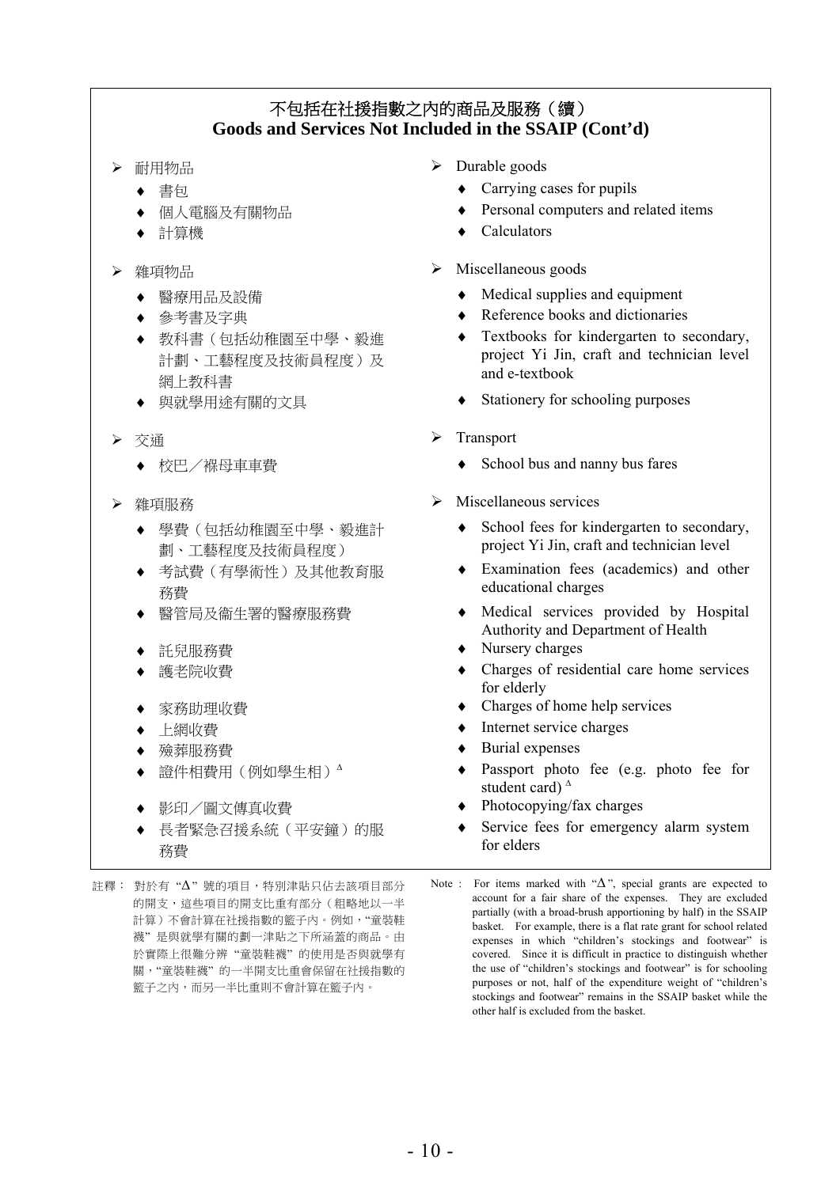## 不包括在社援指數之內的商品及服務（續）
## Goods and Services Not Included in the SSAIP (Cont'd)

- 耐用物品
  - 書包
  - 個人電腦及有關物品
  - 計算機
- 雜項物品
  - 醫療用品及設備
  - 參考書及字典
  - 教科書（包括幼稚園至中學、毅進計劃、工藝程度及技術員程度）及網上教科書
  - 與就學用途有關的文具
- 交通
  - 校巴／褓母車車費
- 雜項服務
  - 學費（包括幼稚園至中學、毅進計劃、工藝程度及技術員程度）
  - 考試費（有學術性）及其他教育服務費
  - 醫管局及衞生署的醫療服務費
  - 託兒服務費
  - 護老院收費
  - 家務助理收費
  - 上網收費
  - 殮葬服務費
  - 證件相費用（例如學生相）$^{\Delta}$
  - 影印／圖文傳真收費
  - 長者緊急召援系統（平安鐘）的服務費

- Durable goods
  - Carrying cases for pupils
  - Personal computers and related items
  - Calculators
- Miscellaneous goods
  - Medical supplies and equipment
  - Reference books and dictionaries
  - Textbooks for kindergarten to secondary, project Yi Jin, craft and technician level and e-textbook
  - Stationery for schooling purposes
- Transport
  - School bus and nanny bus fares
- Miscellaneous services
  - School fees for kindergarten to secondary, project Yi Jin, craft and technician level
  - Examination fees (academics) and other educational charges
  - Medical services provided by Hospital Authority and Department of Health
  - Nursery charges
  - Charges of residential care home services for elderly
  - Charges of home help services
  - Internet service charges
  - Burial expenses
  - Passport photo fee (e.g. photo fee for student card) $^{\Delta}$
  - Photocopying/fax charges
  - Service fees for emergency alarm system for elders

註釋： 對於有"Δ"號的項目，特別津貼只佔去該項目部分的開支，這些項目的開支比重有部分（粗略地以一半計算）不會計算在社援指數的籃子內。例如，"童裝鞋襪"是與就學有關的劃一津貼之下所涵蓋的商品。由於實際上很難分辨"童裝鞋襪"的使用是否與就學有關，"童裝鞋襪"的一半開支比重會保留在社援指數的籃子之內，而另一半比重則不會計算在籃子內。

Note : For items marked with "Δ", special grants are expected to account for a fair share of the expenses. They are excluded partially (with a broad-brush apportioning by half) in the SSAIP basket. For example, there is a flat rate grant for school related expenses in which "children's stockings and footwear" is covered. Since it is difficult in practice to distinguish whether the use of "children's stockings and footwear" is for schooling purposes or not, half of the expenditure weight of "children's stockings and footwear" remains in the SSAIP basket while the other half is excluded from the basket.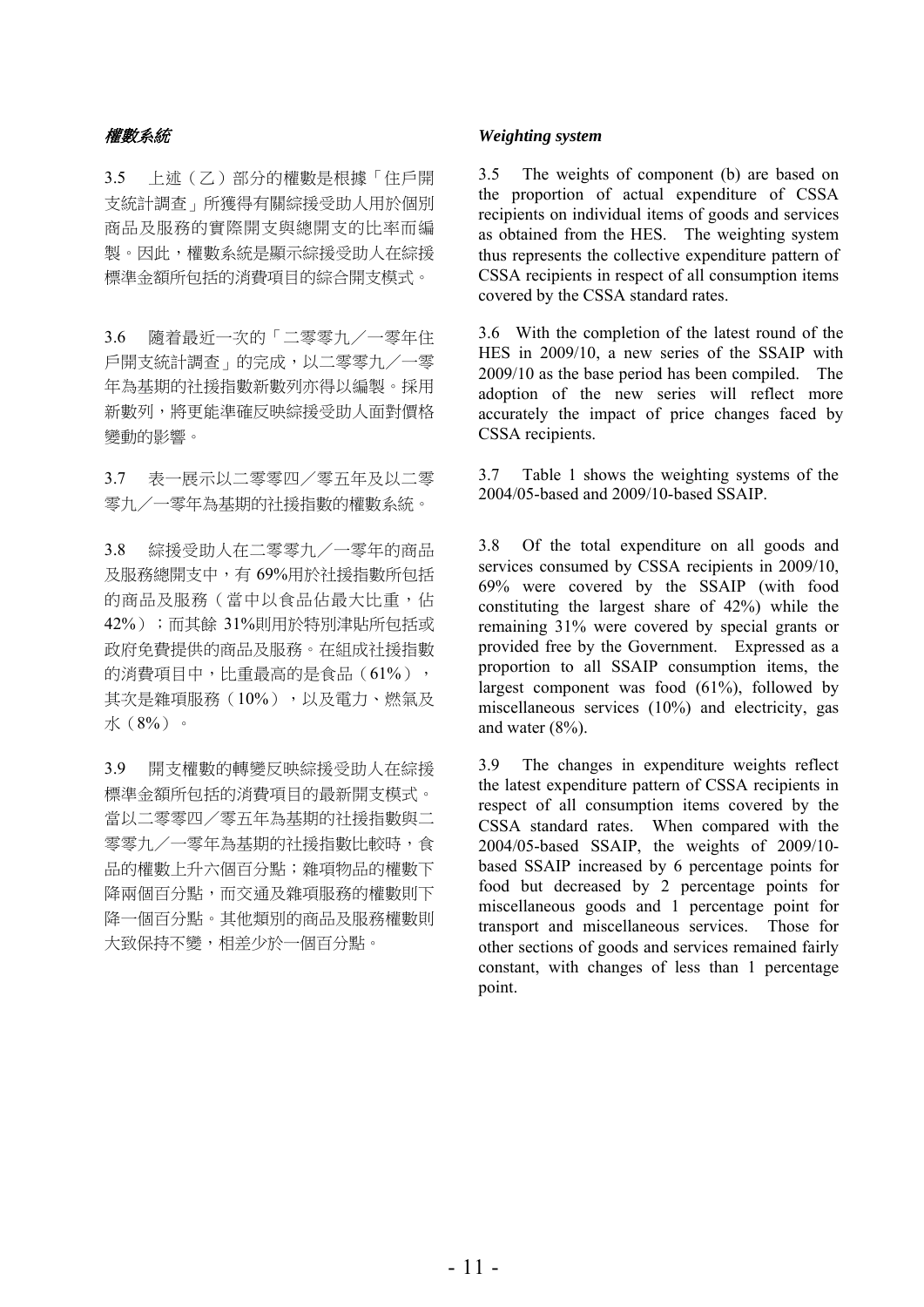### *權數系統*

3.5 上述（乙）部分的權數是根據「住戶開支統計調查」所獲得有關綜援受助人用於個別商品及服務的實際開支與總開支的比率而編製。因此，權數系統是顯示綜援受助人在綜援標準金額所包括的消費項目的綜合開支模式。

3.6 隨着最近一次的「二零零九／一零年住戶開支統計調查」的完成，以二零零九／一零年為基期的社援指數新數列亦得以編製。採用新數列，將更能準確反映綜援受助人面對價格變動的影響。

3.7 表一展示以二零零四／零五年及以二零零九／一零年為基期的社援指數的權數系統。

3.8 綜援受助人在二零零九／一零年的商品及服務總開支中，有 69%用於社援指數所包括的商品及服務（當中以食品佔最大比重，佔 42%）；而其餘 31%則用於特別津貼所包括或政府免費提供的商品及服務。在組成社援指數的消費項目中，比重最高的是食品（61%），其次是雜項服務（10%），以及電力、燃氣及水（8%）。

3.9 開支權數的轉變反映綜援受助人在綜援標準金額所包括的消費項目的最新開支模式。當以二零零四／零五年為基期的社援指數與二零零九／一零年為基期的社援指數比較時，食品的權數上升六個百分點；雜項物品的權數下降兩個百分點，而交通及雜項服務的權數則下降一個百分點。其他類別的商品及服務權數則大致保持不變，相差少於一個百分點。

### *Weighting system*

3.5 The weights of component (b) are based on the proportion of actual expenditure of CSSA recipients on individual items of goods and services as obtained from the HES. The weighting system thus represents the collective expenditure pattern of CSSA recipients in respect of all consumption items covered by the CSSA standard rates.

3.6 With the completion of the latest round of the HES in 2009/10, a new series of the SSAIP with 2009/10 as the base period has been compiled. The adoption of the new series will reflect more accurately the impact of price changes faced by CSSA recipients.

3.7 Table 1 shows the weighting systems of the 2004/05-based and 2009/10-based SSAIP.

3.8 Of the total expenditure on all goods and services consumed by CSSA recipients in 2009/10, 69% were covered by the SSAIP (with food constituting the largest share of 42%) while the remaining 31% were covered by special grants or provided free by the Government. Expressed as a proportion to all SSAIP consumption items, the largest component was food (61%), followed by miscellaneous services (10%) and electricity, gas and water (8%).

3.9 The changes in expenditure weights reflect the latest expenditure pattern of CSSA recipients in respect of all consumption items covered by the CSSA standard rates. When compared with the 2004/05-based SSAIP, the weights of 2009/10-based SSAIP increased by 6 percentage points for food but decreased by 2 percentage points for miscellaneous goods and 1 percentage point for transport and miscellaneous services. Those for other sections of goods and services remained fairly constant, with changes of less than 1 percentage point.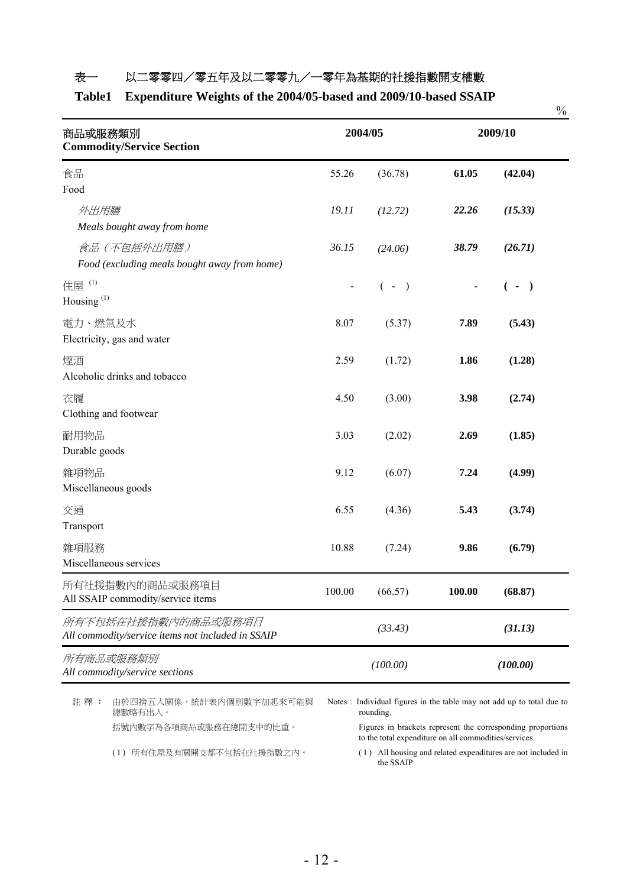## 表一　以二零零四／零五年及以二零零九／一零年為基期的社援指數開支權數

## Table1 Expenditure Weights of the 2004/05-based and 2009/10-based SSAIP

%

| 商品或服務類別<br>**Commodity/Service Section** | 2004/05 | | 2009/10 | |
|---|---|---|---|---|
| 食品<br>Food | 55.26 | (36.78) | **61.05** | **(42.04)** |
| *外出用膳*<br>*Meals bought away from home* | *19.11* | *(12.72)* | ***22.26*** | ***(15.33)*** |
| *食品（不包括外出用膳）*<br>*Food (excluding meals bought away from home)* | *36.15* | *(24.06)* | ***38.79*** | ***(26.71)*** |
| 住屋 [(1)]<br>Housing [(1)] | - | ( - ) | - | **( - )** |
| 電力、燃氣及水<br>Electricity, gas and water | 8.07 | (5.37) | **7.89** | **(5.43)** |
| 煙酒<br>Alcoholic drinks and tobacco | 2.59 | (1.72) | **1.86** | **(1.28)** |
| 衣履<br>Clothing and footwear | 4.50 | (3.00) | **3.98** | **(2.74)** |
| 耐用物品<br>Durable goods | 3.03 | (2.02) | **2.69** | **(1.85)** |
| 雜項物品<br>Miscellaneous goods | 9.12 | (6.07) | **7.24** | **(4.99)** |
| 交通<br>Transport | 6.55 | (4.36) | **5.43** | **(3.74)** |
| 雜項服務<br>Miscellaneous services | 10.88 | (7.24) | **9.86** | **(6.79)** |
| 所有社援指數內的商品或服務項目<br>All SSAIP commodity/service items | 100.00 | (66.57) | **100.00** | **(68.87)** |
| *所有不包括在社援指數內的商品或服務項目*<br>*All commodity/service items not included in SSAIP* | | *(33.43)* | | ***(31.13)*** |
| *所有商品或服務類別*<br>*All commodity/service sections* | | *(100.00)* | | ***(100.00)*** |

註釋：由於四捨五入關係，統計表內個別數字加起來可能與總數略有出入。

括號內數字為各項商品或服務在總開支中的比重。

(1) 所有住屋及有關開支都不包括在社援指數之內。

Notes : Individual figures in the table may not add up to total due to rounding.

Figures in brackets represent the corresponding proportions to the total expenditure on all commodities/services.

(1) All housing and related expenditures are not included in the SSAIP.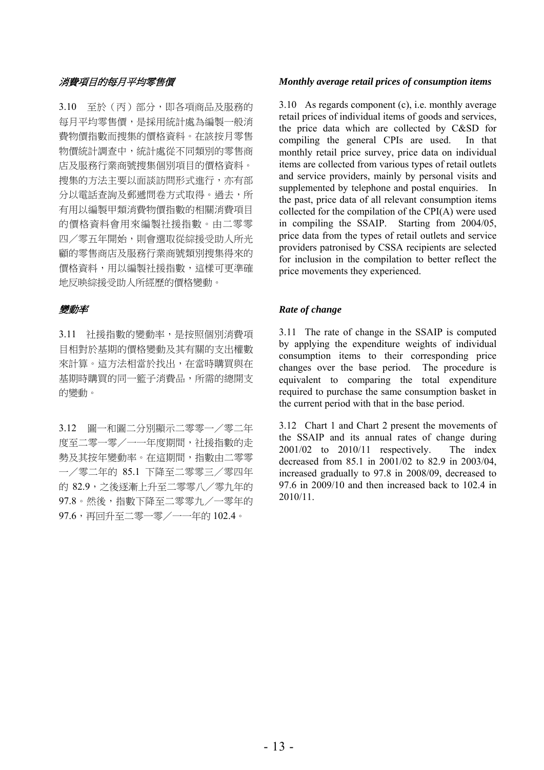### *消費項目的每月平均零售價*

3.10 至於（丙）部分，即各項商品及服務的每月平均零售價，是採用統計處為編製一般消費物價指數而搜集的價格資料。在該按月零售物價統計調查中，統計處從不同類別的零售商店及服務行業商號搜集個別項目的價格資料。搜集的方法主要以面談訪問形式進行，亦有部分以電話查詢及郵遞問卷方式取得。過去，所有用以編製甲類消費物價指數的相關消費項目的價格資料會用來編製社援指數。由二零零四／零五年開始，則會選取從綜援受助人所光顧的零售商店及服務行業商號類別搜集得來的價格資料，用以編製社援指數，這樣可更準確地反映綜援受助人所經歷的價格變動。

### *Monthly average retail prices of consumption items*

3.10 As regards component (c), i.e. monthly average retail prices of individual items of goods and services, the price data which are collected by C&SD for compiling the general CPIs are used. In that monthly retail price survey, price data on individual items are collected from various types of retail outlets and service providers, mainly by personal visits and supplemented by telephone and postal enquiries. In the past, price data of all relevant consumption items collected for the compilation of the CPI(A) were used in compiling the SSAIP. Starting from 2004/05, price data from the types of retail outlets and service providers patronised by CSSA recipients are selected for inclusion in the compilation to better reflect the price movements they experienced.

### *變動率*

3.11 社援指數的變動率，是按照個別消費項目相對於基期的價格變動及其有關的支出權數來計算。這方法相當於找出，在當時購買與在基期時購買的同一籃子消費品，所需的總開支的變動。

3.12 圖一和圖二分別顯示二零零一／零二年度至二零一零／一一年度期間，社援指數的走勢及其按年變動率。在這期間，指數由二零零一／零二年的 85.1 下降至二零零三／零四年的 82.9，之後逐漸上升至二零零八／零九年的 97.8。然後，指數下降至二零零九／一零年的 97.6，再回升至二零一零／一一年的 102.4。

### *Rate of change*

3.11 The rate of change in the SSAIP is computed by applying the expenditure weights of individual consumption items to their corresponding price changes over the base period. The procedure is equivalent to comparing the total expenditure required to purchase the same consumption basket in the current period with that in the base period.

3.12 Chart 1 and Chart 2 present the movements of the SSAIP and its annual rates of change during 2001/02 to 2010/11 respectively. The index decreased from 85.1 in 2001/02 to 82.9 in 2003/04, increased gradually to 97.8 in 2008/09, decreased to 97.6 in 2009/10 and then increased back to 102.4 in 2010/11.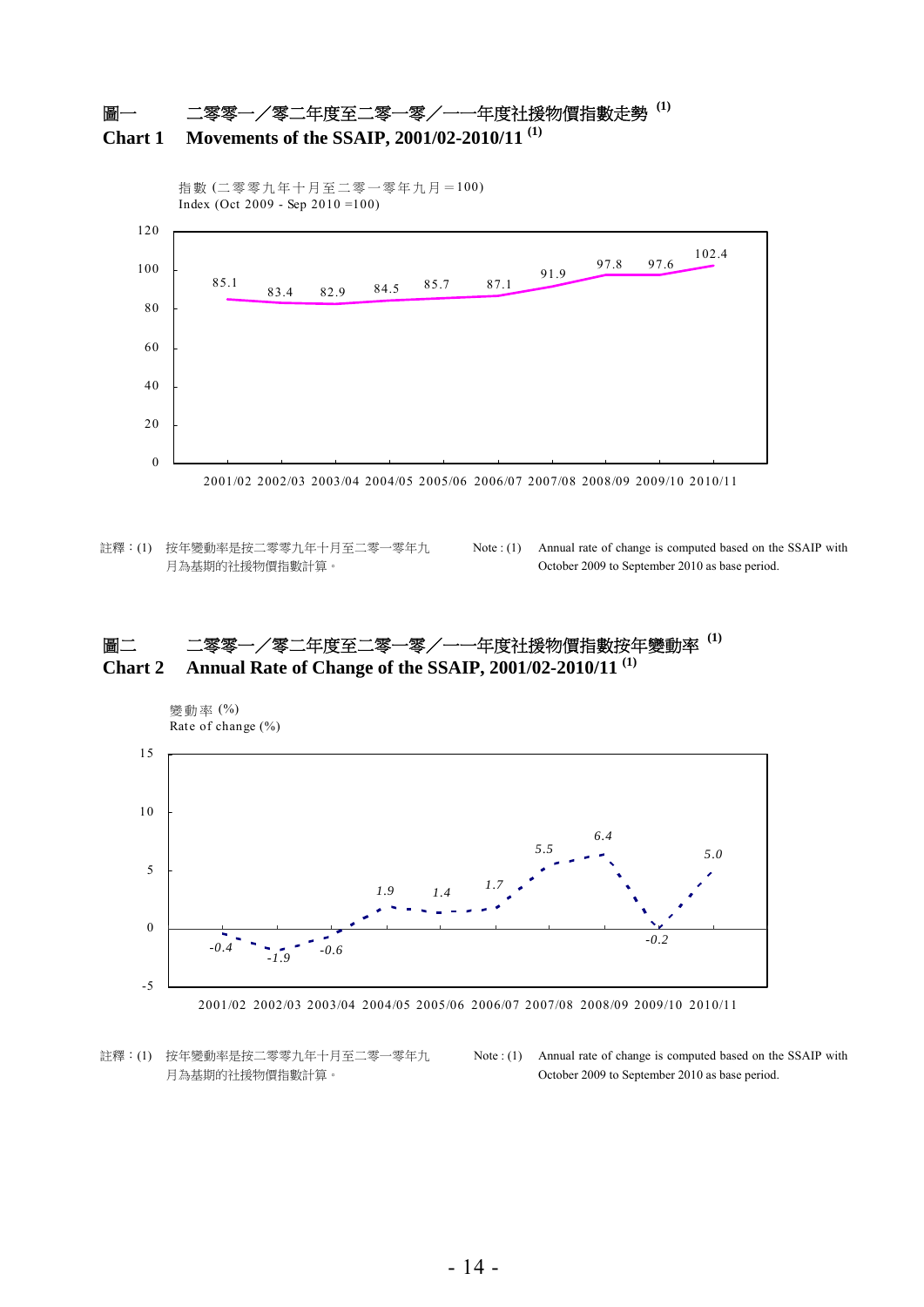## 圖一　　二零零一／零二年度至二零一零／一一年度社援物價指數走勢 (1)

## Chart 1　Movements of the SSAIP, 2001/02-2010/11 (1)

指數 (二零零九年十月至二零一零年九月＝100)
Index (Oct 2009 - Sep 2010 =100)

| Year | 2001/02 | 2002/03 | 2003/04 | 2004/05 | 2005/06 | 2006/07 | 2007/08 | 2008/09 | 2009/10 | 2010/11 |
|---|---|---|---|---|---|---|---|---|---|---|
| Index | 85.1 | 83.4 | 82.9 | 84.5 | 85.7 | 87.1 | 91.9 | 97.8 | 97.6 | 102.4 |

註釋：(1)　按年變動率是按二零零九年十月至二零一零年九月為基期的社援物價指數計算。

Note : (1)　Annual rate of change is computed based on the SSAIP with October 2009 to September 2010 as base period.

## 圖二　　二零零一／零二年度至二零一零／一一年度社援物價指數按年變動率 (1)

## Chart 2　Annual Rate of Change of the SSAIP, 2001/02-2010/11 (1)

變動率 (%)
Rate of change (%)

| Year | 2001/02 | 2002/03 | 2003/04 | 2004/05 | 2005/06 | 2006/07 | 2007/08 | 2008/09 | 2009/10 | 2010/11 |
|---|---|---|---|---|---|---|---|---|---|---|
| Rate of change (%) | -0.4 | -1.9 | -0.6 | 1.9 | 1.4 | 1.7 | 5.5 | 6.4 | -0.2 | 5.0 |

註釋：(1)　按年變動率是按二零零九年十月至二零一零年九月為基期的社援物價指數計算。

Note : (1)　Annual rate of change is computed based on the SSAIP with October 2009 to September 2010 as base period.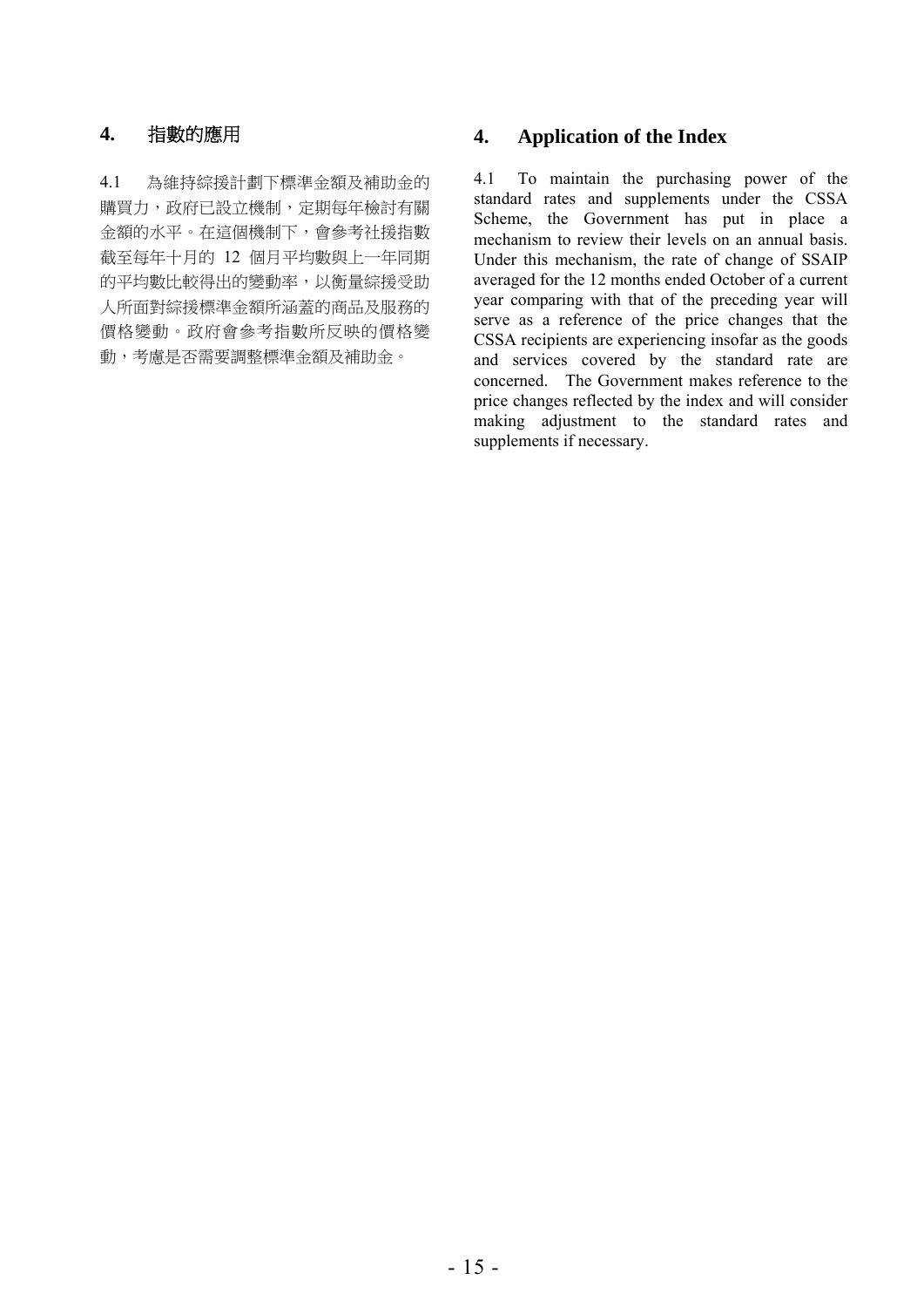## 4. 指數的應用

4.1 為維持綜援計劃下標準金額及補助金的購買力，政府已設立機制，定期每年檢討有關金額的水平。在這個機制下，會參考社援指數截至每年十月的 12 個月平均數與上一年同期的平均數比較得出的變動率，以衡量綜援受助人所面對綜援標準金額所涵蓋的商品及服務的價格變動。政府會參考指數所反映的價格變動，考慮是否需要調整標準金額及補助金。

## 4. Application of the Index

4.1 To maintain the purchasing power of the standard rates and supplements under the CSSA Scheme, the Government has put in place a mechanism to review their levels on an annual basis. Under this mechanism, the rate of change of SSAIP averaged for the 12 months ended October of a current year comparing with that of the preceding year will serve as a reference of the price changes that the CSSA recipients are experiencing insofar as the goods and services covered by the standard rate are concerned. The Government makes reference to the price changes reflected by the index and will consider making adjustment to the standard rates and supplements if necessary.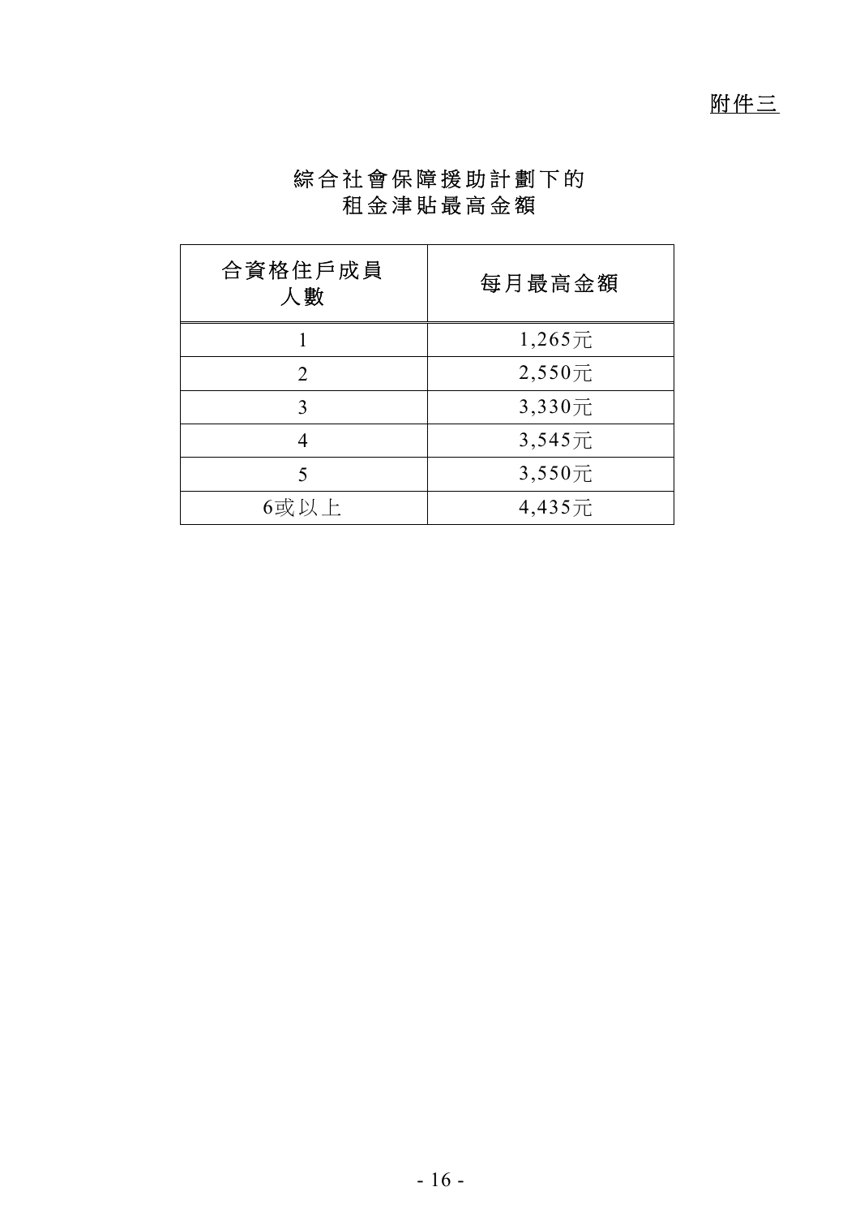附件三

# 綜合社會保障援助計劃下的租金津貼最高金額

| 合資格住戶成員人數 | 每月最高金額 |
| --- | --- |
| 1 | 1,265元 |
| 2 | 2,550元 |
| 3 | 3,330元 |
| 4 | 3,545元 |
| 5 | 3,550元 |
| 6或以上 | 4,435元 |